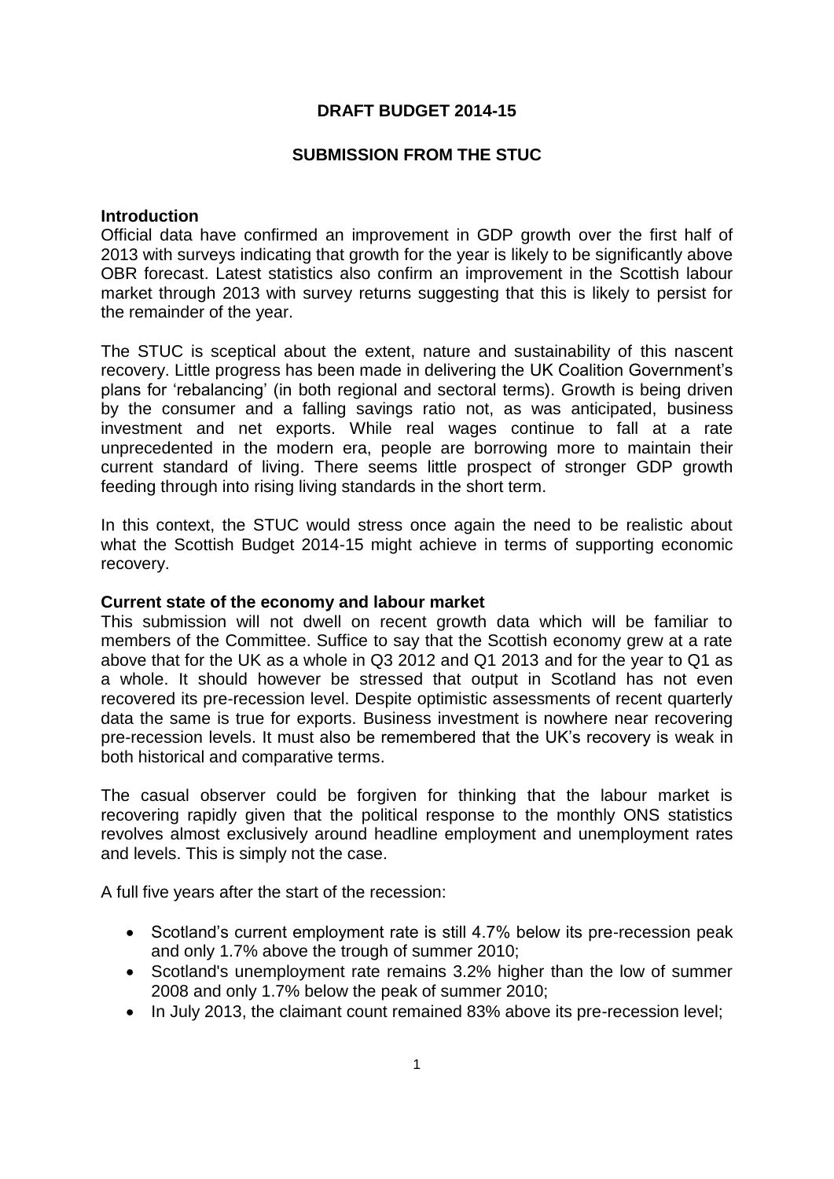# DRAFT BUDGET 2014-15

## SUBMISSION FROM THE STUC

### Introduction

Official data have confirmed an improvement in GDP growth over the first half of 2013 with surveys indicating that growth for the year is likely to be significantly above OBR forecast. Latest statistics also confirm an improvement in the Scottish labour market through 2013 with survey returns suggesting that this is likely to persist for the remainder of the year.

The STUC is sceptical about the extent, nature and sustainability of this nascent recovery. Little progress has been made in delivering the UK Coalition Government's plans for 'rebalancing' (in both regional and sectoral terms). Growth is being driven by the consumer and a falling savings ratio not, as was anticipated, business investment and net exports. While real wages continue to fall at a rate unprecedented in the modern era, people are borrowing more to maintain their current standard of living. There seems little prospect of stronger GDP growth feeding through into rising living standards in the short term.

In this context, the STUC would stress once again the need to be realistic about what the Scottish Budget 2014-15 might achieve in terms of supporting economic recovery.

### Current state of the economy and labour market

This submission will not dwell on recent growth data which will be familiar to members of the Committee. Suffice to say that the Scottish economy grew at a rate above that for the UK as a whole in Q3 2012 and Q1 2013 and for the year to Q1 as a whole. It should however be stressed that output in Scotland has not even recovered its pre-recession level. Despite optimistic assessments of recent quarterly data the same is true for exports. Business investment is nowhere near recovering pre-recession levels. It must also be remembered that the UK's recovery is weak in both historical and comparative terms.

The casual observer could be forgiven for thinking that the labour market is recovering rapidly given that the political response to the monthly ONS statistics revolves almost exclusively around headline employment and unemployment rates and levels. This is simply not the case.

A full five years after the start of the recession:

- Scotland's current employment rate is still 4.7% below its pre-recession peak and only 1.7% above the trough of summer 2010;
- Scotland's unemployment rate remains 3.2% higher than the low of summer 2008 and only 1.7% below the peak of summer 2010;
- In July 2013, the claimant count remained 83% above its pre-recession level;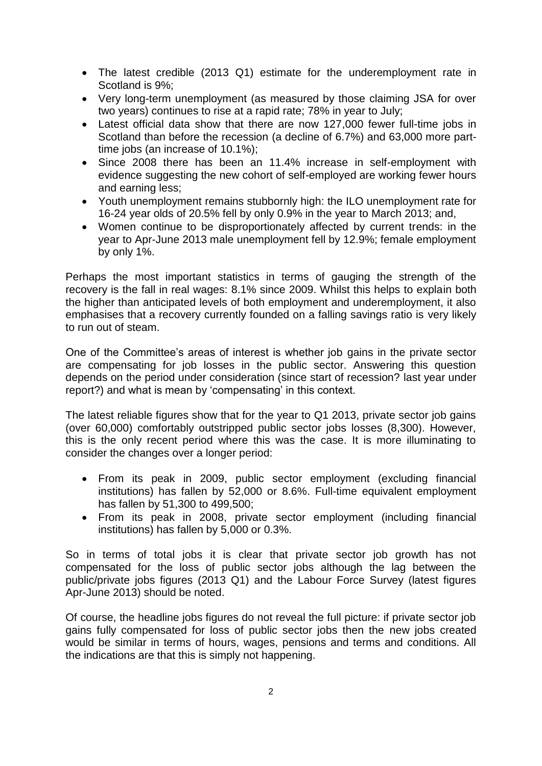- The latest credible (2013 Q1) estimate for the underemployment rate in Scotland is 9%;
- Very long-term unemployment (as measured by those claiming JSA for over two years) continues to rise at a rapid rate; 78% in year to July;
- Latest official data show that there are now 127,000 fewer full-time jobs in Scotland than before the recession (a decline of 6.7%) and 63,000 more part-time jobs (an increase of 10.1%);
- Since 2008 there has been an 11.4% increase in self-employment with evidence suggesting the new cohort of self-employed are working fewer hours and earning less;
- Youth unemployment remains stubbornly high: the ILO unemployment rate for 16-24 year olds of 20.5% fell by only 0.9% in the year to March 2013; and,
- Women continue to be disproportionately affected by current trends: in the year to Apr-June 2013 male unemployment fell by 12.9%; female employment by only 1%.

Perhaps the most important statistics in terms of gauging the strength of the recovery is the fall in real wages: 8.1% since 2009. Whilst this helps to explain both the higher than anticipated levels of both employment and underemployment, it also emphasises that a recovery currently founded on a falling savings ratio is very likely to run out of steam.

One of the Committee's areas of interest is whether job gains in the private sector are compensating for job losses in the public sector. Answering this question depends on the period under consideration (since start of recession? last year under report?) and what is mean by 'compensating' in this context.

The latest reliable figures show that for the year to Q1 2013, private sector job gains (over 60,000) comfortably outstripped public sector jobs losses (8,300). However, this is the only recent period where this was the case. It is more illuminating to consider the changes over a longer period:

- From its peak in 2009, public sector employment (excluding financial institutions) has fallen by 52,000 or 8.6%. Full-time equivalent employment has fallen by 51,300 to 499,500;
- From its peak in 2008, private sector employment (including financial institutions) has fallen by 5,000 or 0.3%.

So in terms of total jobs it is clear that private sector job growth has not compensated for the loss of public sector jobs although the lag between the public/private jobs figures (2013 Q1) and the Labour Force Survey (latest figures Apr-June 2013) should be noted.

Of course, the headline jobs figures do not reveal the full picture: if private sector job gains fully compensated for loss of public sector jobs then the new jobs created would be similar in terms of hours, wages, pensions and terms and conditions. All the indications are that this is simply not happening.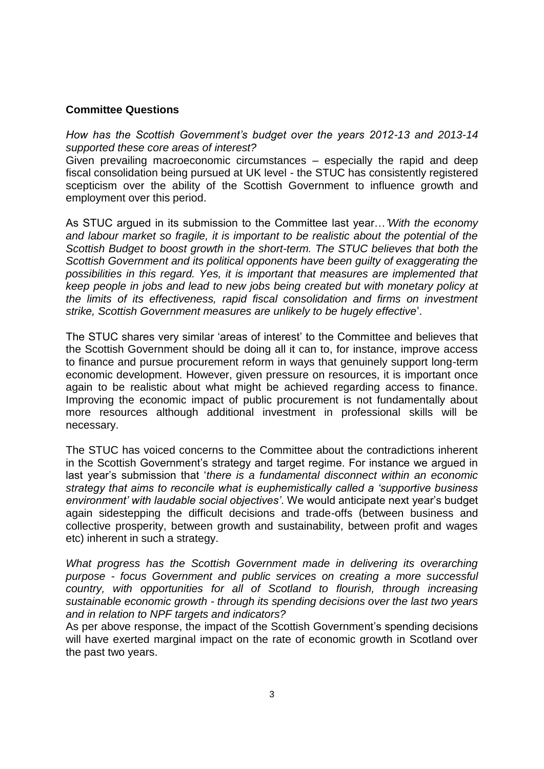**Committee Questions**

*How has the Scottish Government's budget over the years 2012-13 and 2013-14 supported these core areas of interest?*

Given prevailing macroeconomic circumstances – especially the rapid and deep fiscal consolidation being pursued at UK level - the STUC has consistently registered scepticism over the ability of the Scottish Government to influence growth and employment over this period.

As STUC argued in its submission to the Committee last year…'*With the economy and labour market so fragile, it is important to be realistic about the potential of the Scottish Budget to boost growth in the short-term. The STUC believes that both the Scottish Government and its political opponents have been guilty of exaggerating the possibilities in this regard. Yes, it is important that measures are implemented that keep people in jobs and lead to new jobs being created but with monetary policy at the limits of its effectiveness, rapid fiscal consolidation and firms on investment strike, Scottish Government measures are unlikely to be hugely effective*'.

The STUC shares very similar 'areas of interest' to the Committee and believes that the Scottish Government should be doing all it can to, for instance, improve access to finance and pursue procurement reform in ways that genuinely support long-term economic development. However, given pressure on resources, it is important once again to be realistic about what might be achieved regarding access to finance. Improving the economic impact of public procurement is not fundamentally about more resources although additional investment in professional skills will be necessary.

The STUC has voiced concerns to the Committee about the contradictions inherent in the Scottish Government's strategy and target regime. For instance we argued in last year's submission that '*there is a fundamental disconnect within an economic strategy that aims to reconcile what is euphemistically called a 'supportive business environment' with laudable social objectives'*. We would anticipate next year's budget again sidestepping the difficult decisions and trade-offs (between business and collective prosperity, between growth and sustainability, between profit and wages etc) inherent in such a strategy.

*What progress has the Scottish Government made in delivering its overarching purpose - focus Government and public services on creating a more successful country, with opportunities for all of Scotland to flourish, through increasing sustainable economic growth - through its spending decisions over the last two years and in relation to NPF targets and indicators?*

As per above response, the impact of the Scottish Government's spending decisions will have exerted marginal impact on the rate of economic growth in Scotland over the past two years.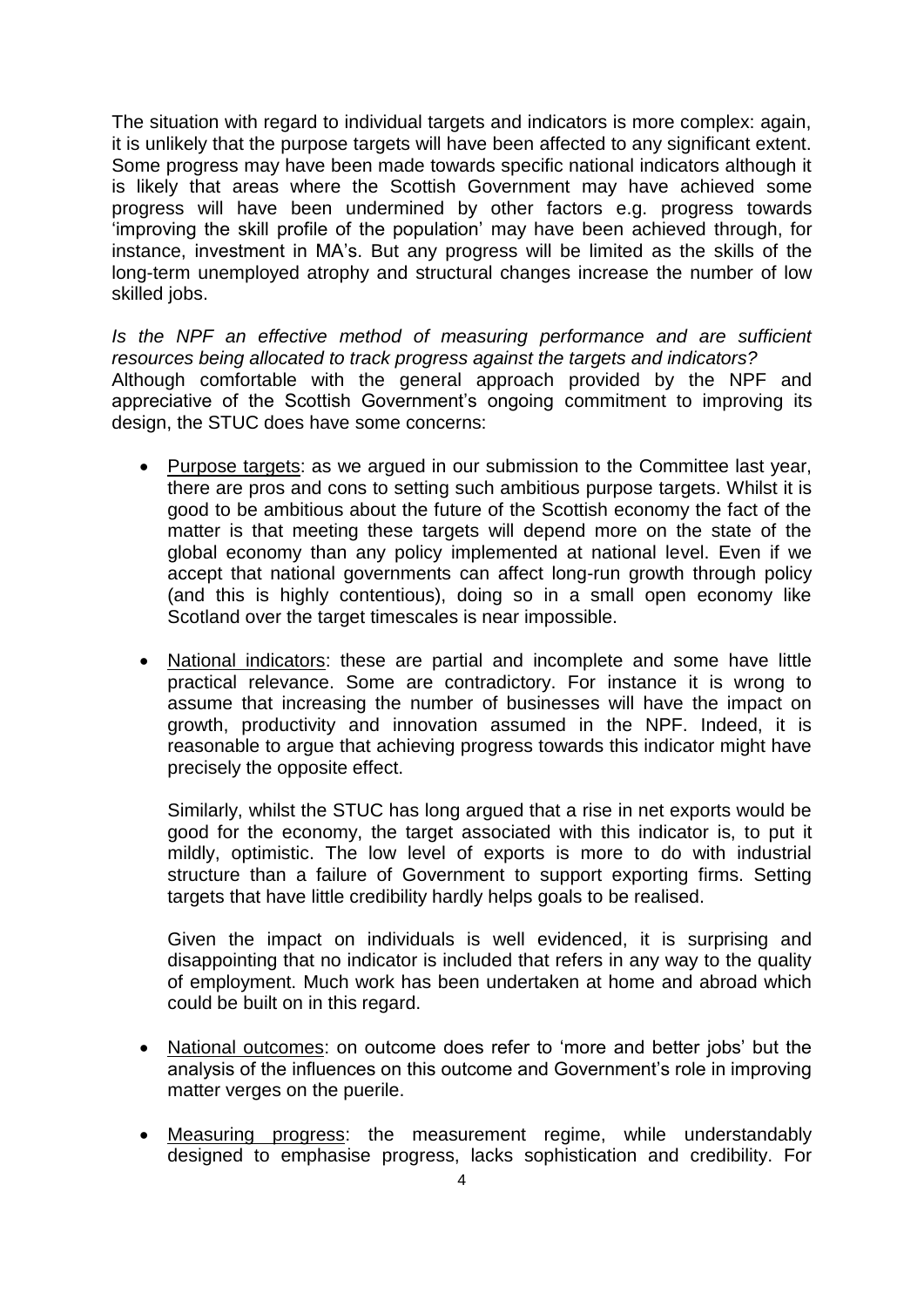The situation with regard to individual targets and indicators is more complex: again, it is unlikely that the purpose targets will have been affected to any significant extent. Some progress may have been made towards specific national indicators although it is likely that areas where the Scottish Government may have achieved some progress will have been undermined by other factors e.g. progress towards 'improving the skill profile of the population' may have been achieved through, for instance, investment in MA's. But any progress will be limited as the skills of the long-term unemployed atrophy and structural changes increase the number of low skilled jobs.

*Is the NPF an effective method of measuring performance and are sufficient resources being allocated to track progress against the targets and indicators?*

Although comfortable with the general approach provided by the NPF and appreciative of the Scottish Government's ongoing commitment to improving its design, the STUC does have some concerns:

- Purpose targets: as we argued in our submission to the Committee last year, there are pros and cons to setting such ambitious purpose targets. Whilst it is good to be ambitious about the future of the Scottish economy the fact of the matter is that meeting these targets will depend more on the state of the global economy than any policy implemented at national level. Even if we accept that national governments can affect long-run growth through policy (and this is highly contentious), doing so in a small open economy like Scotland over the target timescales is near impossible.

- National indicators: these are partial and incomplete and some have little practical relevance. Some are contradictory. For instance it is wrong to assume that increasing the number of businesses will have the impact on growth, productivity and innovation assumed in the NPF. Indeed, it is reasonable to argue that achieving progress towards this indicator might have precisely the opposite effect.

  Similarly, whilst the STUC has long argued that a rise in net exports would be good for the economy, the target associated with this indicator is, to put it mildly, optimistic. The low level of exports is more to do with industrial structure than a failure of Government to support exporting firms. Setting targets that have little credibility hardly helps goals to be realised.

  Given the impact on individuals is well evidenced, it is surprising and disappointing that no indicator is included that refers in any way to the quality of employment. Much work has been undertaken at home and abroad which could be built on in this regard.

- National outcomes: on outcome does refer to 'more and better jobs' but the analysis of the influences on this outcome and Government's role in improving matter verges on the puerile.

- Measuring progress: the measurement regime, while understandably designed to emphasise progress, lacks sophistication and credibility. For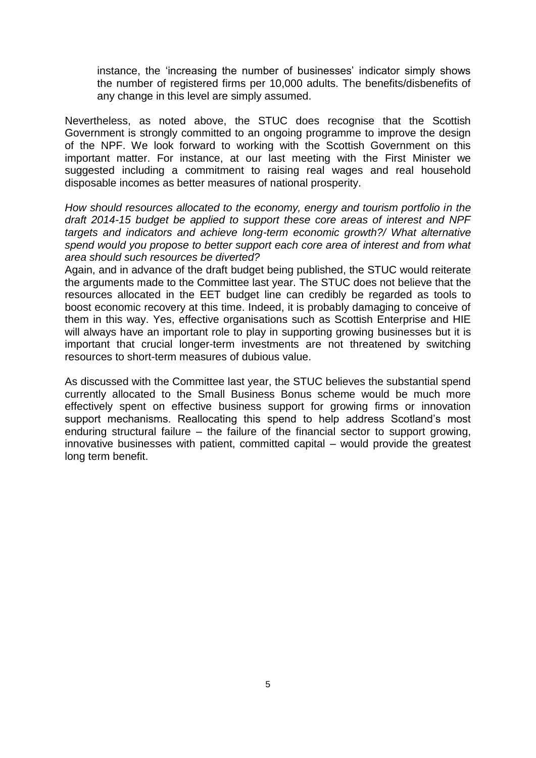instance, the 'increasing the number of businesses' indicator simply shows the number of registered firms per 10,000 adults. The benefits/disbenefits of any change in this level are simply assumed.

Nevertheless, as noted above, the STUC does recognise that the Scottish Government is strongly committed to an ongoing programme to improve the design of the NPF. We look forward to working with the Scottish Government on this important matter. For instance, at our last meeting with the First Minister we suggested including a commitment to raising real wages and real household disposable incomes as better measures of national prosperity.

*How should resources allocated to the economy, energy and tourism portfolio in the draft 2014-15 budget be applied to support these core areas of interest and NPF targets and indicators and achieve long-term economic growth?/ What alternative spend would you propose to better support each core area of interest and from what area should such resources be diverted?*

Again, and in advance of the draft budget being published, the STUC would reiterate the arguments made to the Committee last year. The STUC does not believe that the resources allocated in the EET budget line can credibly be regarded as tools to boost economic recovery at this time. Indeed, it is probably damaging to conceive of them in this way. Yes, effective organisations such as Scottish Enterprise and HIE will always have an important role to play in supporting growing businesses but it is important that crucial longer-term investments are not threatened by switching resources to short-term measures of dubious value.

As discussed with the Committee last year, the STUC believes the substantial spend currently allocated to the Small Business Bonus scheme would be much more effectively spent on effective business support for growing firms or innovation support mechanisms. Reallocating this spend to help address Scotland's most enduring structural failure – the failure of the financial sector to support growing, innovative businesses with patient, committed capital – would provide the greatest long term benefit.